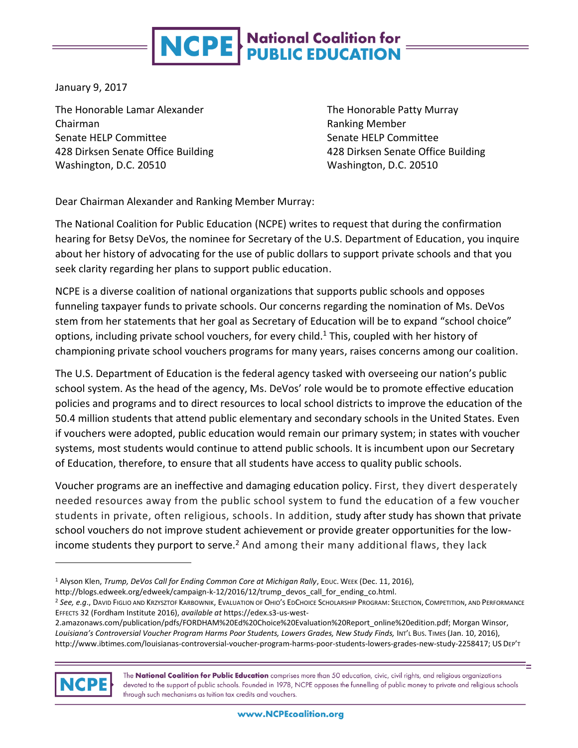# NCPE National Coalition for PUBLIC EDUCATION

January 9, 2017

The Honorable Lamar Alexander
Chairman
Senate HELP Committee
428 Dirksen Senate Office Building
Washington, D.C. 20510

The Honorable Patty Murray
Ranking Member
Senate HELP Committee
428 Dirksen Senate Office Building
Washington, D.C. 20510

Dear Chairman Alexander and Ranking Member Murray:

The National Coalition for Public Education (NCPE) writes to request that during the confirmation hearing for Betsy DeVos, the nominee for Secretary of the U.S. Department of Education, you inquire about her history of advocating for the use of public dollars to support private schools and that you seek clarity regarding her plans to support public education.

NCPE is a diverse coalition of national organizations that supports public schools and opposes funneling taxpayer funds to private schools. Our concerns regarding the nomination of Ms. DeVos stem from her statements that her goal as Secretary of Education will be to expand "school choice" options, including private school vouchers, for every child.[1] This, coupled with her history of championing private school vouchers programs for many years, raises concerns among our coalition.

The U.S. Department of Education is the federal agency tasked with overseeing our nation's public school system. As the head of the agency, Ms. DeVos' role would be to promote effective education policies and programs and to direct resources to local school districts to improve the education of the 50.4 million students that attend public elementary and secondary schools in the United States. Even if vouchers were adopted, public education would remain our primary system; in states with voucher systems, most students would continue to attend public schools. It is incumbent upon our Secretary of Education, therefore, to ensure that all students have access to quality public schools.

Voucher programs are an ineffective and damaging education policy. First, they divert desperately needed resources away from the public school system to fund the education of a few voucher students in private, often religious, schools. In addition, study after study has shown that private school vouchers do not improve student achievement or provide greater opportunities for the low-income students they purport to serve.[2] And among their many additional flaws, they lack

---

[1] Alyson Klen, *Trump, DeVos Call for Ending Common Core at Michigan Rally*, EDUC. WEEK (Dec. 11, 2016), http://blogs.edweek.org/edweek/campaign-k-12/2016/12/trump_devos_call_for_ending_co.html.

[2] *See, e.g.*, DAVID FIGLIO AND KRZYSZTOF KARBOWNIK, EVALUATION OF OHIO'S EDCHOICE SCHOLARSHIP PROGRAM: SELECTION, COMPETITION, AND PERFORMANCE EFFECTS 32 (Fordham Institute 2016), *available at* https://edex.s3-us-west-2.amazonaws.com/publication/pdfs/FORDHAM%20Ed%20Choice%20Evaluation%20Report_online%20edition.pdf; Morgan Winsor, *Louisiana's Controversial Voucher Program Harms Poor Students, Lowers Grades, New Study Finds,* INT'L BUS. TIMES (Jan. 10, 2016), http://www.ibtimes.com/louisianas-controversial-voucher-program-harms-poor-students-lowers-grades-new-study-2258417; US DEP'T

The **National Coalition for Public Education** comprises more than 50 education, civic, civil rights, and religious organizations devoted to the support of public schools. Founded in 1978, NCPE opposes the funnelling of public money to private and religious schools through such mechanisms as tuition tax credits and vouchers.

www.NCPEcoalition.org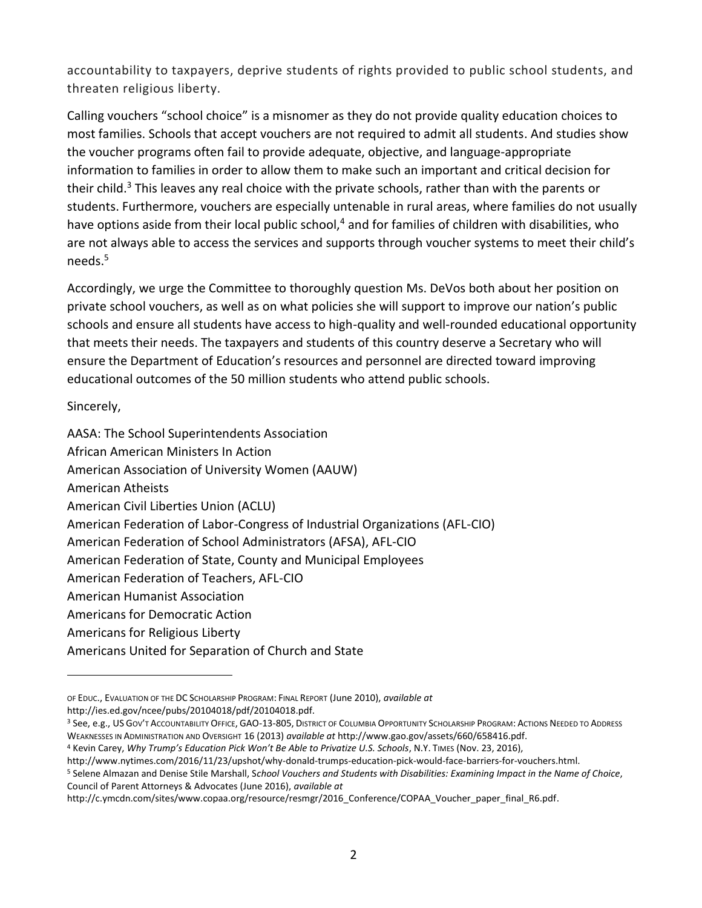accountability to taxpayers, deprive students of rights provided to public school students, and threaten religious liberty.

Calling vouchers "school choice" is a misnomer as they do not provide quality education choices to most families. Schools that accept vouchers are not required to admit all students. And studies show the voucher programs often fail to provide adequate, objective, and language-appropriate information to families in order to allow them to make such an important and critical decision for their child.[3] This leaves any real choice with the private schools, rather than with the parents or students. Furthermore, vouchers are especially untenable in rural areas, where families do not usually have options aside from their local public school,[4] and for families of children with disabilities, who are not always able to access the services and supports through voucher systems to meet their child's needs.[5]

Accordingly, we urge the Committee to thoroughly question Ms. DeVos both about her position on private school vouchers, as well as on what policies she will support to improve our nation's public schools and ensure all students have access to high-quality and well-rounded educational opportunity that meets their needs. The taxpayers and students of this country deserve a Secretary who will ensure the Department of Education's resources and personnel are directed toward improving educational outcomes of the 50 million students who attend public schools.

Sincerely,

AASA: The School Superintendents Association
African American Ministers In Action
American Association of University Women (AAUW)
American Atheists
American Civil Liberties Union (ACLU)
American Federation of Labor-Congress of Industrial Organizations (AFL-CIO)
American Federation of School Administrators (AFSA), AFL-CIO
American Federation of State, County and Municipal Employees
American Federation of Teachers, AFL-CIO
American Humanist Association
Americans for Democratic Action
Americans for Religious Liberty
Americans United for Separation of Church and State

---

OF EDUC., EVALUATION OF THE DC SCHOLARSHIP PROGRAM: FINAL REPORT (June 2010), *available at* http://ies.ed.gov/ncee/pubs/20104018/pdf/20104018.pdf.

[3] See, e.g., US GOV'T ACCOUNTABILITY OFFICE, GAO-13-805, DISTRICT OF COLUMBIA OPPORTUNITY SCHOLARSHIP PROGRAM: ACTIONS NEEDED TO ADDRESS WEAKNESSES IN ADMINISTRATION AND OVERSIGHT 16 (2013) *available at* http://www.gao.gov/assets/660/658416.pdf.

[4] Kevin Carey, *Why Trump's Education Pick Won't Be Able to Privatize U.S. Schools*, N.Y. TIMES (Nov. 23, 2016), http://www.nytimes.com/2016/11/23/upshot/why-donald-trumps-education-pick-would-face-barriers-for-vouchers.html.

[5] Selene Almazan and Denise Stile Marshall, *School Vouchers and Students with Disabilities: Examining Impact in the Name of Choice*, Council of Parent Attorneys & Advocates (June 2016), *available at* http://c.ymcdn.com/sites/www.copaa.org/resource/resmgr/2016_Conference/COPAA_Voucher_paper_final_R6.pdf.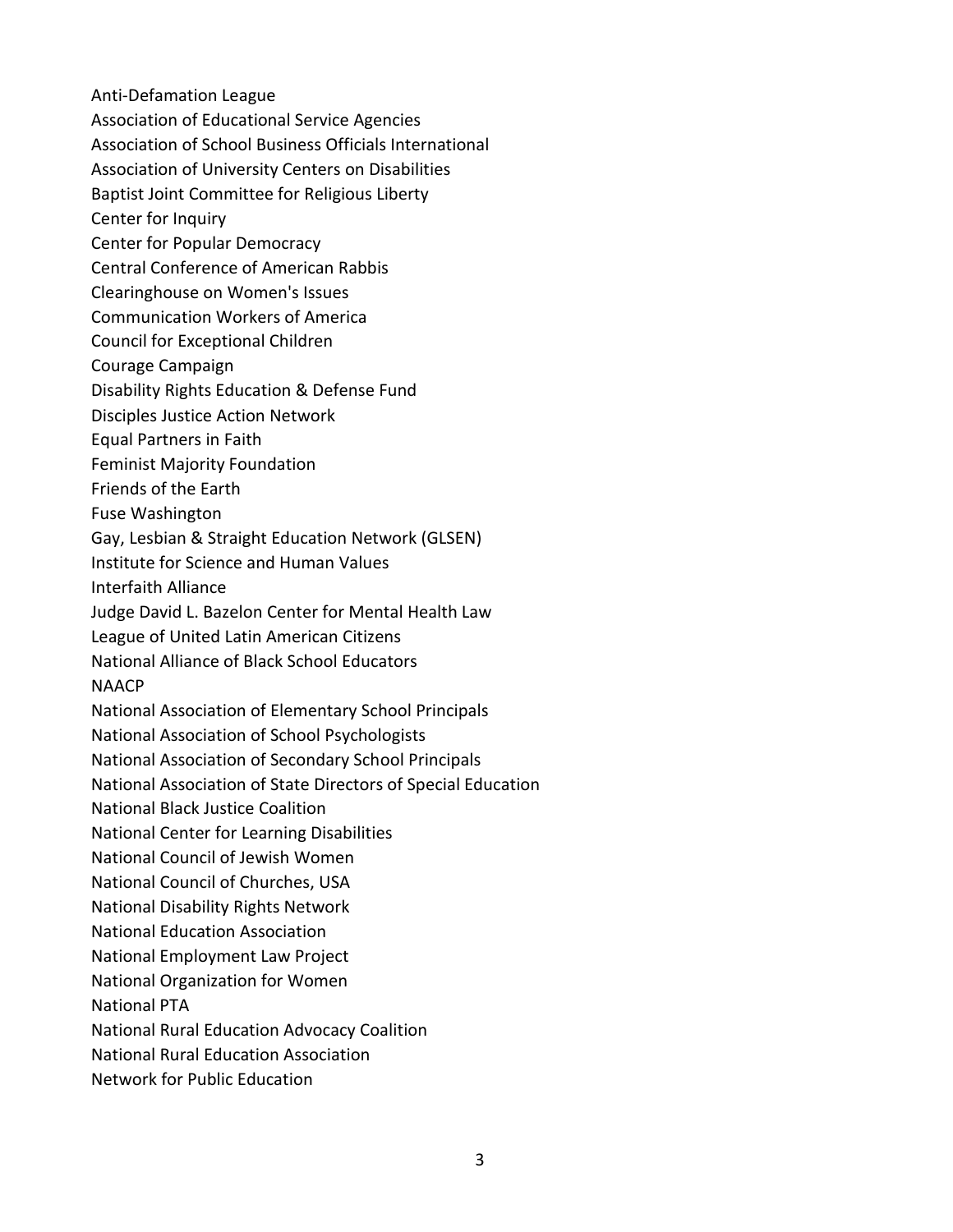Anti-Defamation League
Association of Educational Service Agencies
Association of School Business Officials International
Association of University Centers on Disabilities
Baptist Joint Committee for Religious Liberty
Center for Inquiry
Center for Popular Democracy
Central Conference of American Rabbis
Clearinghouse on Women's Issues
Communication Workers of America
Council for Exceptional Children
Courage Campaign
Disability Rights Education & Defense Fund
Disciples Justice Action Network
Equal Partners in Faith
Feminist Majority Foundation
Friends of the Earth
Fuse Washington
Gay, Lesbian & Straight Education Network (GLSEN)
Institute for Science and Human Values
Interfaith Alliance
Judge David L. Bazelon Center for Mental Health Law
League of United Latin American Citizens
National Alliance of Black School Educators
NAACP
National Association of Elementary School Principals
National Association of School Psychologists
National Association of Secondary School Principals
National Association of State Directors of Special Education
National Black Justice Coalition
National Center for Learning Disabilities
National Council of Jewish Women
National Council of Churches, USA
National Disability Rights Network
National Education Association
National Employment Law Project
National Organization for Women
National PTA
National Rural Education Advocacy Coalition
National Rural Education Association
Network for Public Education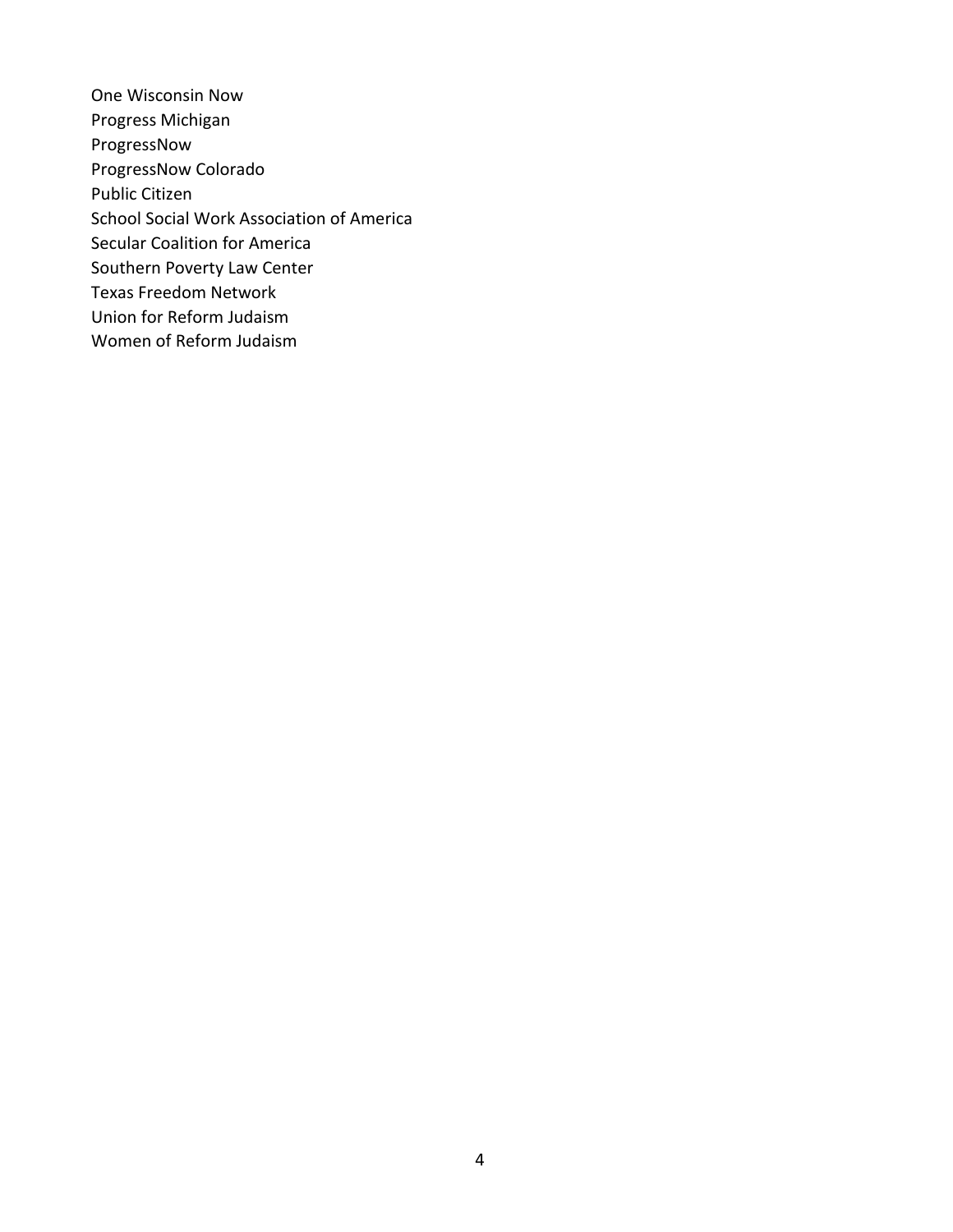One Wisconsin Now
Progress Michigan
ProgressNow
ProgressNow Colorado
Public Citizen
School Social Work Association of America
Secular Coalition for America
Southern Poverty Law Center
Texas Freedom Network
Union for Reform Judaism
Women of Reform Judaism